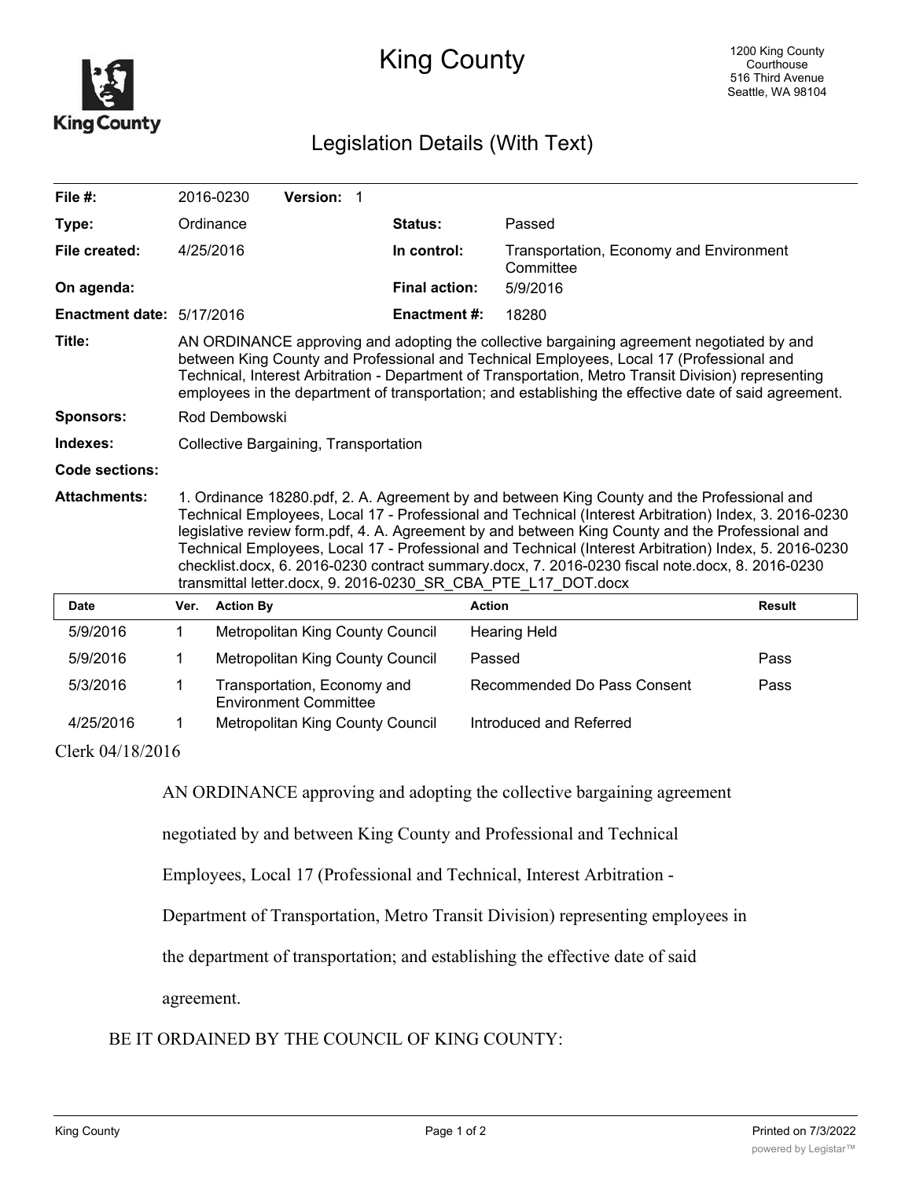# King County

1200 King County Courthouse
516 Third Avenue
Seattle, WA 98104

## Legislation Details (With Text)

| | | | |
|---|---|---|---|
| **File #:** | 2016-0230 **Version:** 1 | | |
| **Type:** | Ordinance | **Status:** | Passed |
| **File created:** | 4/25/2016 | **In control:** | Transportation, Economy and Environment Committee |
| **On agenda:** | | **Final action:** | 5/9/2016 |
| **Enactment date:** | 5/17/2016 | **Enactment #:** | 18280 |

**Title:** AN ORDINANCE approving and adopting the collective bargaining agreement negotiated by and between King County and Professional and Technical Employees, Local 17 (Professional and Technical, Interest Arbitration - Department of Transportation, Metro Transit Division) representing employees in the department of transportation; and establishing the effective date of said agreement.

**Sponsors:** Rod Dembowski

**Indexes:** Collective Bargaining, Transportation

**Code sections:**

**Attachments:** 1. Ordinance 18280.pdf, 2. A. Agreement by and between King County and the Professional and Technical Employees, Local 17 - Professional and Technical (Interest Arbitration) Index, 3. 2016-0230 legislative review form.pdf, 4. A. Agreement by and between King County and the Professional and Technical Employees, Local 17 - Professional and Technical (Interest Arbitration) Index, 5. 2016-0230 checklist.docx, 6. 2016-0230 contract summary.docx, 7. 2016-0230 fiscal note.docx, 8. 2016-0230 transmittal letter.docx, 9. 2016-0230_SR_CBA_PTE_L17_DOT.docx

| Date | Ver. | Action By | Action | Result |
|---|---|---|---|---|
| 5/9/2016 | 1 | Metropolitan King County Council | Hearing Held | |
| 5/9/2016 | 1 | Metropolitan King County Council | Passed | Pass |
| 5/3/2016 | 1 | Transportation, Economy and Environment Committee | Recommended Do Pass Consent | Pass |
| 4/25/2016 | 1 | Metropolitan King County Council | Introduced and Referred | |

Clerk 04/18/2016

AN ORDINANCE approving and adopting the collective bargaining agreement negotiated by and between King County and Professional and Technical Employees, Local 17 (Professional and Technical, Interest Arbitration - Department of Transportation, Metro Transit Division) representing employees in the department of transportation; and establishing the effective date of said agreement.

BE IT ORDAINED BY THE COUNCIL OF KING COUNTY: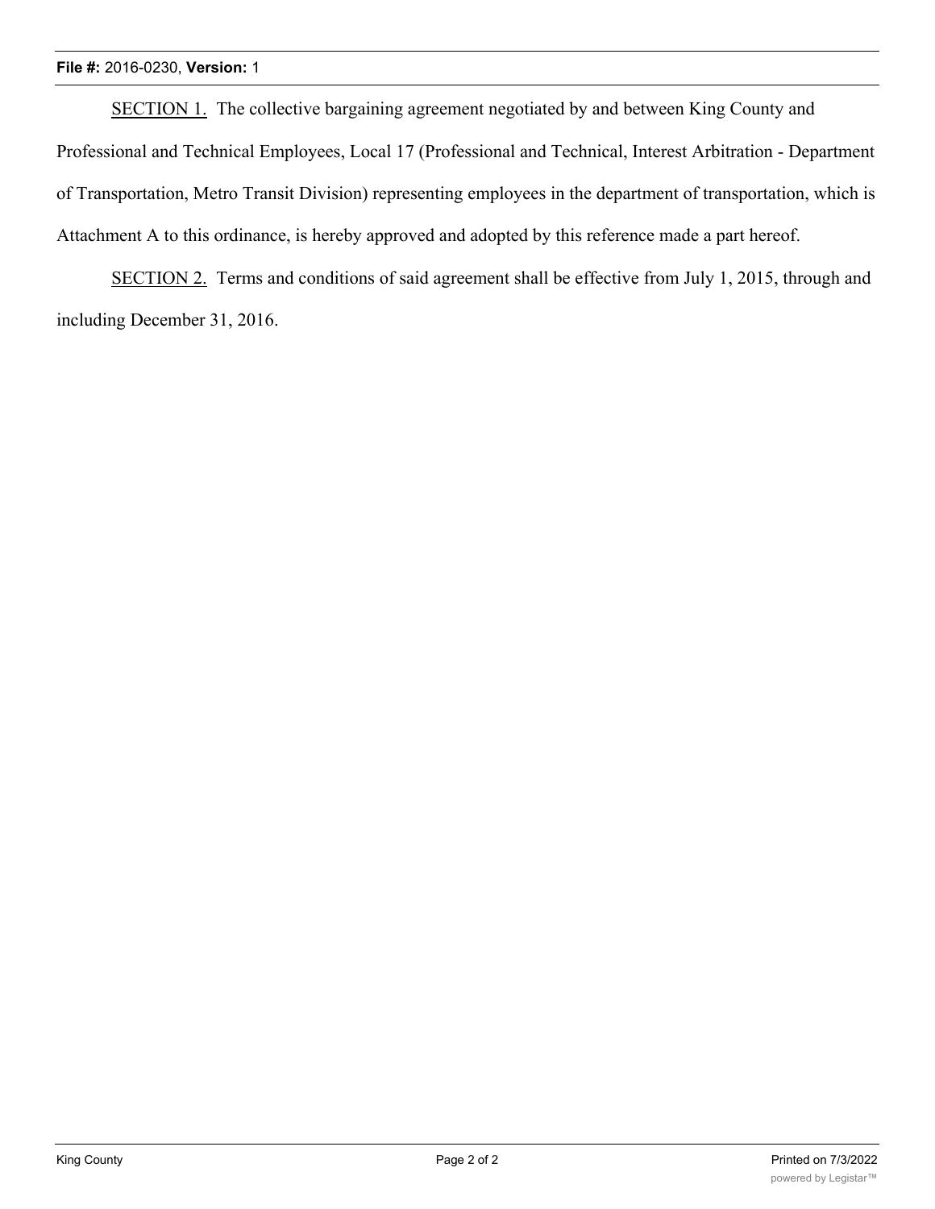SECTION 1. The collective bargaining agreement negotiated by and between King County and Professional and Technical Employees, Local 17 (Professional and Technical, Interest Arbitration - Department of Transportation, Metro Transit Division) representing employees in the department of transportation, which is Attachment A to this ordinance, is hereby approved and adopted by this reference made a part hereof.

SECTION 2. Terms and conditions of said agreement shall be effective from July 1, 2015, through and including December 31, 2016.